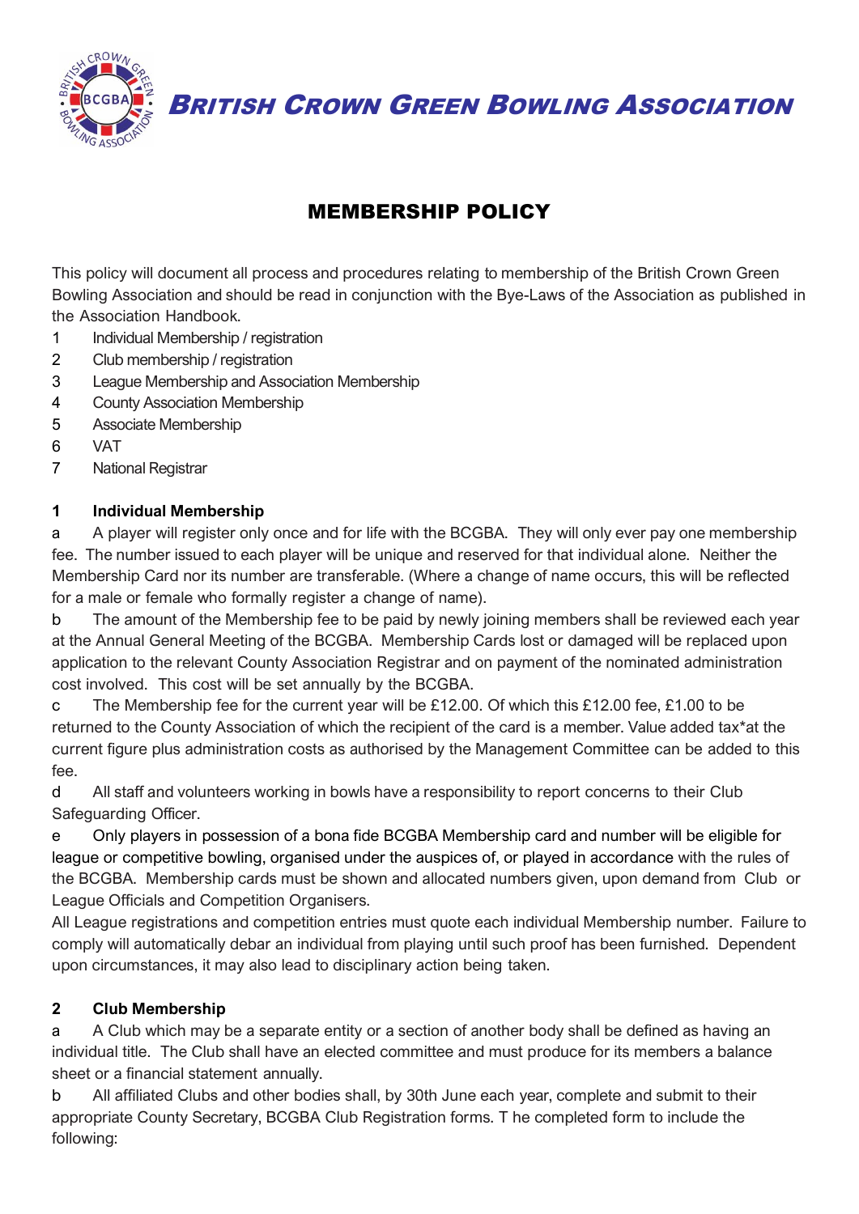# BRITISH CROWN GREEN BOWLING ASSOCIATION

## MEMBERSHIP POLICY

This policy will document all process and procedures relating to membership of the British Crown Green Bowling Association and should be read in conjunction with the Bye-Laws of the Association as published in the Association Handbook.

1 Individual Membership / registration
2 Club membership / registration
3 League Membership and Association Membership
4 County Association Membership
5 Associate Membership
6 VAT
7 National Registrar

### 1 Individual Membership

a A player will register only once and for life with the BCGBA. They will only ever pay one membership fee. The number issued to each player will be unique and reserved for that individual alone. Neither the Membership Card nor its number are transferable. (Where a change of name occurs, this will be reflected for a male or female who formally register a change of name).

b The amount of the Membership fee to be paid by newly joining members shall be reviewed each year at the Annual General Meeting of the BCGBA. Membership Cards lost or damaged will be replaced upon application to the relevant County Association Registrar and on payment of the nominated administration cost involved. This cost will be set annually by the BCGBA.

c The Membership fee for the current year will be £12.00. Of which this £12.00 fee, £1.00 to be returned to the County Association of which the recipient of the card is a member. Value added tax*at the current figure plus administration costs as authorised by the Management Committee can be added to this fee.

d All staff and volunteers working in bowls have a responsibility to report concerns to their Club Safeguarding Officer.

e Only players in possession of a bona fide BCGBA Membership card and number will be eligible for league or competitive bowling, organised under the auspices of, or played in accordance with the rules of the BCGBA. Membership cards must be shown and allocated numbers given, upon demand from Club or League Officials and Competition Organisers.

All League registrations and competition entries must quote each individual Membership number. Failure to comply will automatically debar an individual from playing until such proof has been furnished. Dependent upon circumstances, it may also lead to disciplinary action being taken.

### 2 Club Membership

a A Club which may be a separate entity or a section of another body shall be defined as having an individual title. The Club shall have an elected committee and must produce for its members a balance sheet or a financial statement annually.

b All affiliated Clubs and other bodies shall, by 30th June each year, complete and submit to their appropriate County Secretary, BCGBA Club Registration forms. T he completed form to include the following: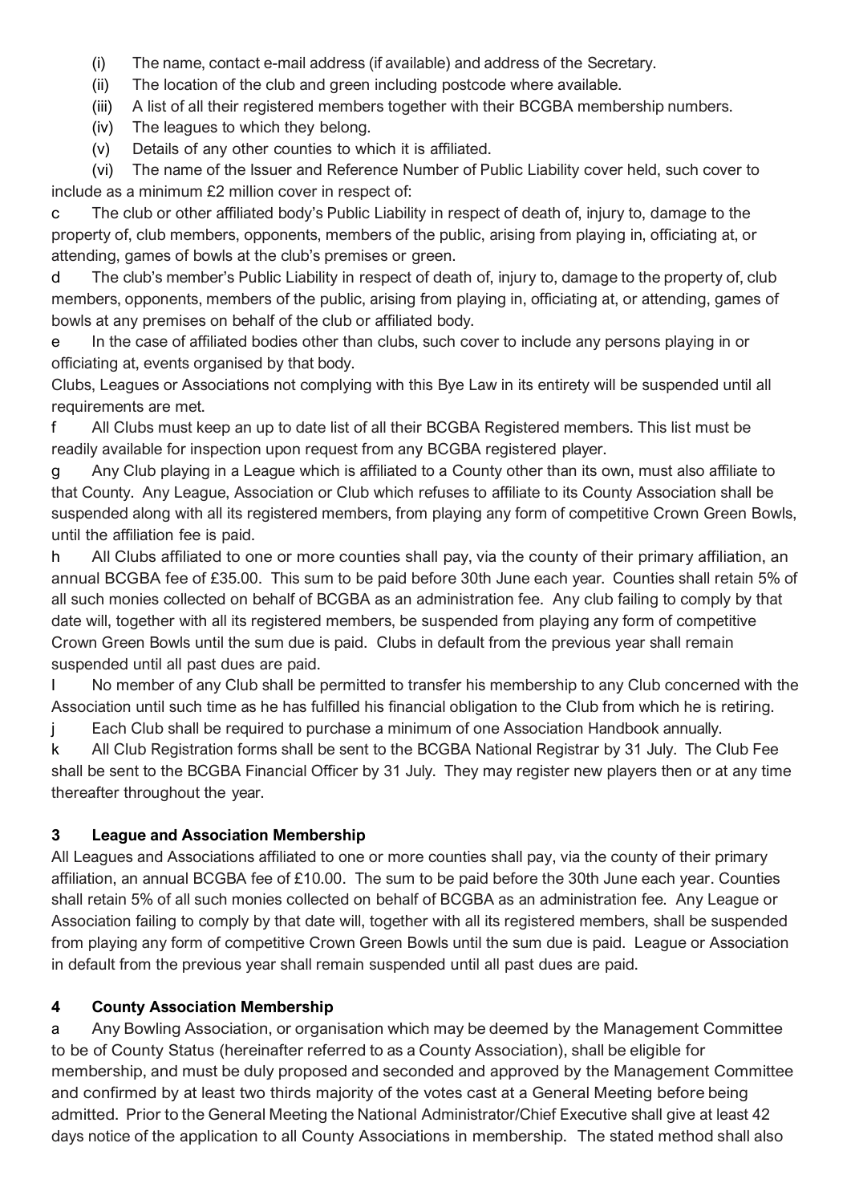(i) The name, contact e-mail address (if available) and address of the Secretary.

(ii) The location of the club and green including postcode where available.

(iii) A list of all their registered members together with their BCGBA membership numbers.

(iv) The leagues to which they belong.

(v) Details of any other counties to which it is affiliated.

(vi) The name of the Issuer and Reference Number of Public Liability cover held, such cover to include as a minimum £2 million cover in respect of:

c The club or other affiliated body's Public Liability in respect of death of, injury to, damage to the property of, club members, opponents, members of the public, arising from playing in, officiating at, or attending, games of bowls at the club's premises or green.

d The club's member's Public Liability in respect of death of, injury to, damage to the property of, club members, opponents, members of the public, arising from playing in, officiating at, or attending, games of bowls at any premises on behalf of the club or affiliated body.

e In the case of affiliated bodies other than clubs, such cover to include any persons playing in or officiating at, events organised by that body.

Clubs, Leagues or Associations not complying with this Bye Law in its entirety will be suspended until all requirements are met.

f All Clubs must keep an up to date list of all their BCGBA Registered members. This list must be readily available for inspection upon request from any BCGBA registered player.

g Any Club playing in a League which is affiliated to a County other than its own, must also affiliate to that County. Any League, Association or Club which refuses to affiliate to its County Association shall be suspended along with all its registered members, from playing any form of competitive Crown Green Bowls, until the affiliation fee is paid.

h All Clubs affiliated to one or more counties shall pay, via the county of their primary affiliation, an annual BCGBA fee of £35.00. This sum to be paid before 30th June each year. Counties shall retain 5% of all such monies collected on behalf of BCGBA as an administration fee. Any club failing to comply by that date will, together with all its registered members, be suspended from playing any form of competitive Crown Green Bowls until the sum due is paid. Clubs in default from the previous year shall remain suspended until all past dues are paid.

I No member of any Club shall be permitted to transfer his membership to any Club concerned with the Association until such time as he has fulfilled his financial obligation to the Club from which he is retiring.

j Each Club shall be required to purchase a minimum of one Association Handbook annually.

k All Club Registration forms shall be sent to the BCGBA National Registrar by 31 July. The Club Fee shall be sent to the BCGBA Financial Officer by 31 July. They may register new players then or at any time thereafter throughout the year.

## 3 League and Association Membership

All Leagues and Associations affiliated to one or more counties shall pay, via the county of their primary affiliation, an annual BCGBA fee of £10.00. The sum to be paid before the 30th June each year. Counties shall retain 5% of all such monies collected on behalf of BCGBA as an administration fee. Any League or Association failing to comply by that date will, together with all its registered members, shall be suspended from playing any form of competitive Crown Green Bowls until the sum due is paid. League or Association in default from the previous year shall remain suspended until all past dues are paid.

## 4 County Association Membership

a Any Bowling Association, or organisation which may be deemed by the Management Committee to be of County Status (hereinafter referred to as a County Association), shall be eligible for membership, and must be duly proposed and seconded and approved by the Management Committee and confirmed by at least two thirds majority of the votes cast at a General Meeting before being admitted. Prior to the General Meeting the National Administrator/Chief Executive shall give at least 42 days notice of the application to all County Associations in membership. The stated method shall also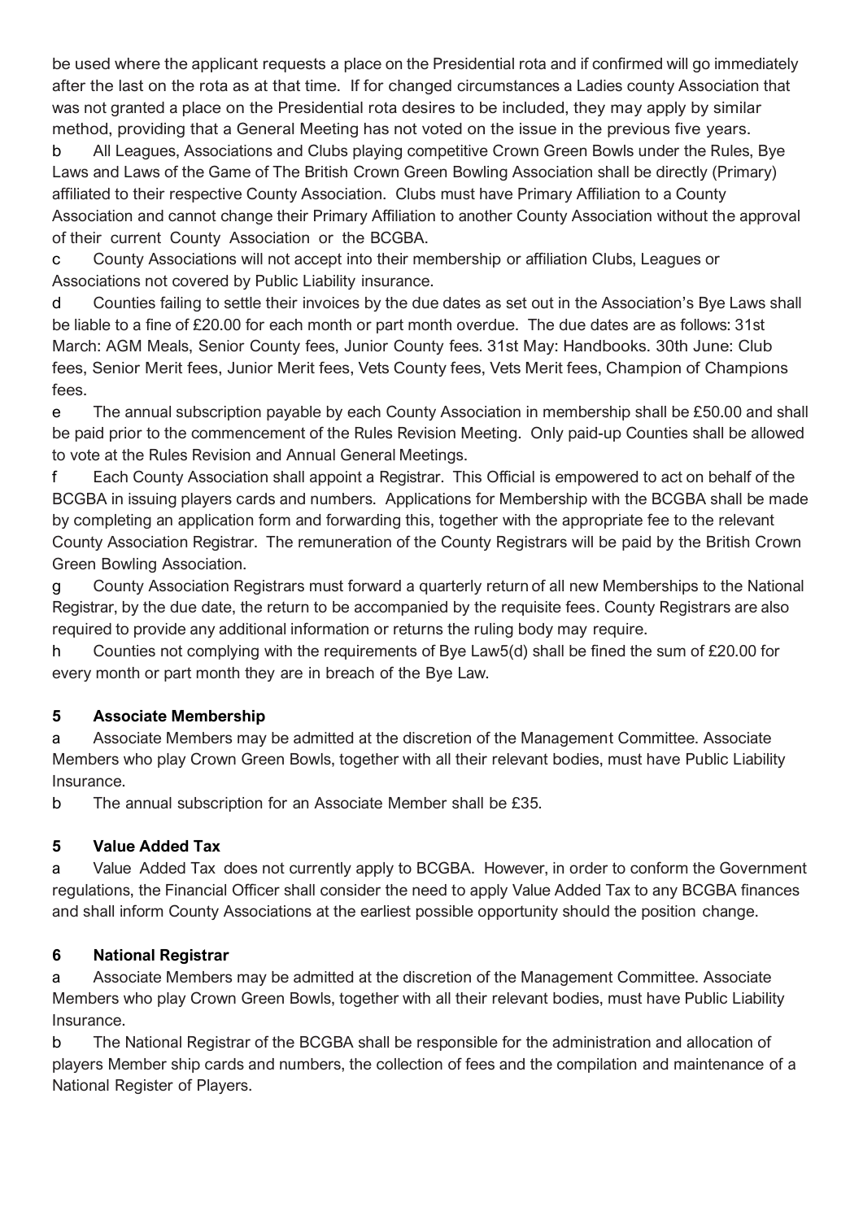be used where the applicant requests a place on the Presidential rota and if confirmed will go immediately after the last on the rota as at that time. If for changed circumstances a Ladies county Association that was not granted a place on the Presidential rota desires to be included, they may apply by similar method, providing that a General Meeting has not voted on the issue in the previous five years.

b All Leagues, Associations and Clubs playing competitive Crown Green Bowls under the Rules, Bye Laws and Laws of the Game of The British Crown Green Bowling Association shall be directly (Primary) affiliated to their respective County Association. Clubs must have Primary Affiliation to a County Association and cannot change their Primary Affiliation to another County Association without the approval of their current County Association or the BCGBA.

c County Associations will not accept into their membership or affiliation Clubs, Leagues or Associations not covered by Public Liability insurance.

d Counties failing to settle their invoices by the due dates as set out in the Association's Bye Laws shall be liable to a fine of £20.00 for each month or part month overdue. The due dates are as follows: 31st March: AGM Meals, Senior County fees, Junior County fees. 31st May: Handbooks. 30th June: Club fees, Senior Merit fees, Junior Merit fees, Vets County fees, Vets Merit fees, Champion of Champions fees.

e The annual subscription payable by each County Association in membership shall be £50.00 and shall be paid prior to the commencement of the Rules Revision Meeting. Only paid-up Counties shall be allowed to vote at the Rules Revision and Annual General Meetings.

f Each County Association shall appoint a Registrar. This Official is empowered to act on behalf of the BCGBA in issuing players cards and numbers. Applications for Membership with the BCGBA shall be made by completing an application form and forwarding this, together with the appropriate fee to the relevant County Association Registrar. The remuneration of the County Registrars will be paid by the British Crown Green Bowling Association.

g County Association Registrars must forward a quarterly return of all new Memberships to the National Registrar, by the due date, the return to be accompanied by the requisite fees. County Registrars are also required to provide any additional information or returns the ruling body may require.

h Counties not complying with the requirements of Bye Law5(d) shall be fined the sum of £20.00 for every month or part month they are in breach of the Bye Law.

## 5 Associate Membership

a Associate Members may be admitted at the discretion of the Management Committee. Associate Members who play Crown Green Bowls, together with all their relevant bodies, must have Public Liability Insurance.

b The annual subscription for an Associate Member shall be £35.

## 5 Value Added Tax

a Value Added Tax does not currently apply to BCGBA. However, in order to conform the Government regulations, the Financial Officer shall consider the need to apply Value Added Tax to any BCGBA finances and shall inform County Associations at the earliest possible opportunity should the position change.

## 6 National Registrar

a Associate Members may be admitted at the discretion of the Management Committee. Associate Members who play Crown Green Bowls, together with all their relevant bodies, must have Public Liability Insurance.

b The National Registrar of the BCGBA shall be responsible for the administration and allocation of players Member ship cards and numbers, the collection of fees and the compilation and maintenance of a National Register of Players.